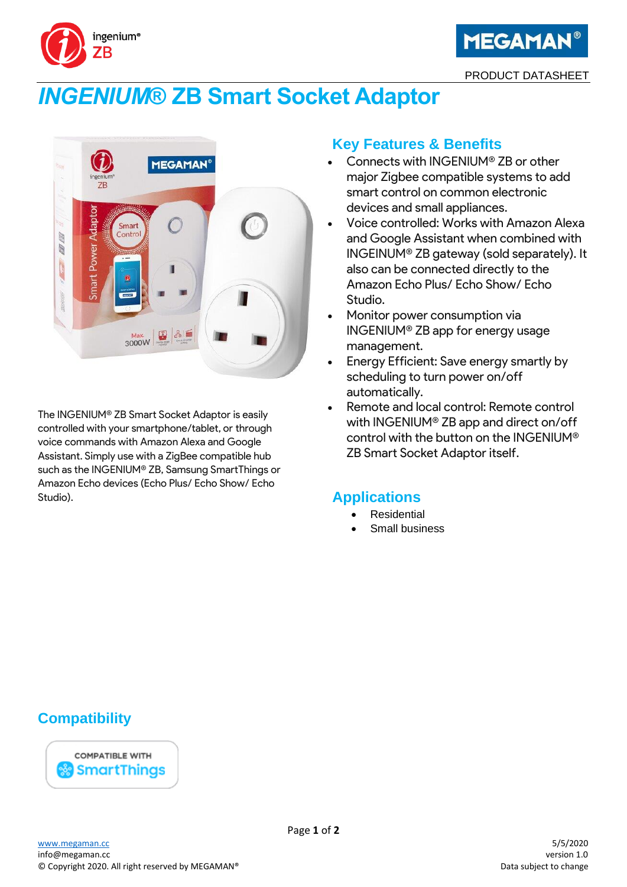PRODUCT DATASHEET

# *INGENIUM*® ZB Smart Socket Adaptor

The INGENIUM® ZB Smart Socket Adaptor is easily controlled with your smartphone/tablet, or through voice commands with Amazon Alexa and Google Assistant. Simply use with a ZigBee compatible hub such as the INGENIUM® ZB, Samsung SmartThings or Amazon Echo devices (Echo Plus/ Echo Show/ Echo Studio).

## Key Features & Benefits

- Connects with INGENIUM® ZB or other major Zigbee compatible systems to add smart control on common electronic devices and small appliances.
- Voice controlled: Works with Amazon Alexa and Google Assistant when combined with INGEINUM® ZB gateway (sold separately). It also can be connected directly to the Amazon Echo Plus/ Echo Show/ Echo Studio.
- Monitor power consumption via INGENIUM® ZB app for energy usage management.
- Energy Efficient: Save energy smartly by scheduling to turn power on/off automatically.
- Remote and local control: Remote control with INGENIUM® ZB app and direct on/off control with the button on the INGENIUM® ZB Smart Socket Adaptor itself.

## Applications

- Residential
- Small business

## Compatibility

COMPATIBLE WITH SmartThings

www.megaman.cc
info@megaman.cc
© Copyright 2020. All right reserved by MEGAMAN®

5/5/2020
version 1.0
Data subject to change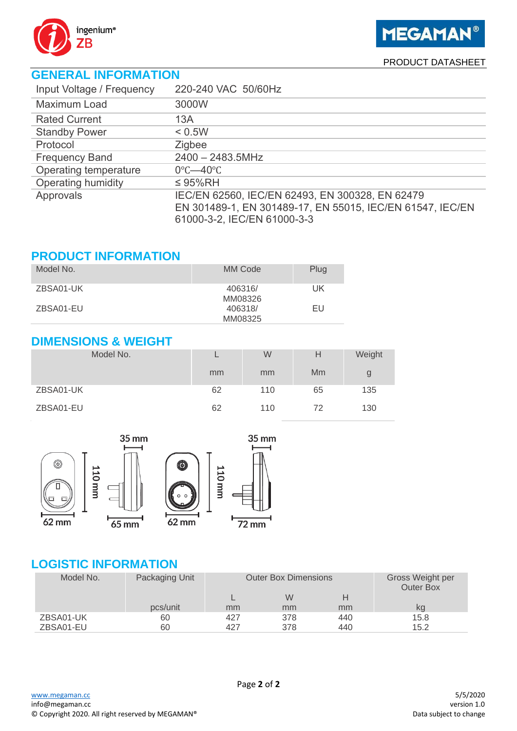PRODUCT DATASHEET

## GENERAL INFORMATION

| | |
|---|---|
| Input Voltage / Frequency | 220-240 VAC 50/60Hz |
| Maximum Load | 3000W |
| Rated Current | 13A |
| Standby Power | < 0.5W |
| Protocol | Zigbee |
| Frequency Band | 2400 – 2483.5MHz |
| Operating temperature | 0℃—40℃ |
| Operating humidity | ≤ 95%RH |
| Approvals | IEC/EN 62560, IEC/EN 62493, EN 300328, EN 62479 EN 301489-1, EN 301489-17, EN 55015, IEC/EN 61547, IEC/EN 61000-3-2, IEC/EN 61000-3-3 |

## PRODUCT INFORMATION

| Model No. | MM Code | Plug |
|---|---|---|
| ZBSA01-UK | 406316/ MM08326 | UK |
| ZBSA01-EU | 406318/ MM08325 | EU |

## DIMENSIONS & WEIGHT

| Model No. | L | W | H | Weight |
|---|---|---|---|---|
| | mm | mm | Mm | g |
| ZBSA01-UK | 62 | 110 | 65 | 135 |
| ZBSA01-EU | 62 | 110 | 72 | 130 |

35 mm
110 mm
62 mm
65 mm
35 mm
110 mm
62 mm
72 mm

## LOGISTIC INFORMATION

| Model No. | Packaging Unit | Outer Box Dimensions | | | Gross Weight per Outer Box |
|---|---|---|---|---|---|
| | | L | W | H | |
| | pcs/unit | mm | mm | mm | kg |
| ZBSA01-UK | 60 | 427 | 378 | 440 | 15.8 |
| ZBSA01-EU | 60 | 427 | 378 | 440 | 15.2 |

www.megaman.cc
info@megaman.cc
© Copyright 2020. All right reserved by MEGAMAN®

5/5/2020
version 1.0
Data subject to change